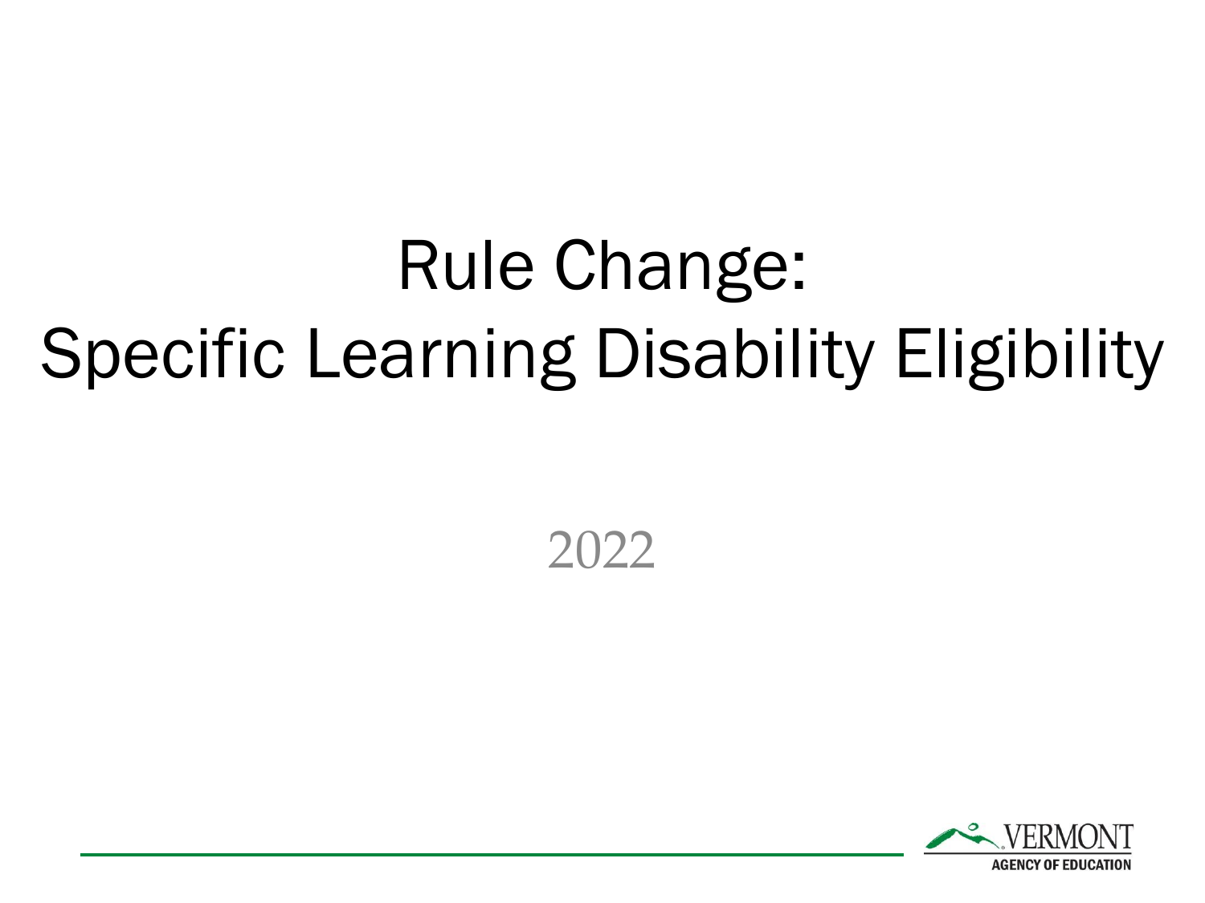# Rule Change: Specific Learning Disability Eligibility

2022

VERMONT
AGENCY OF EDUCATION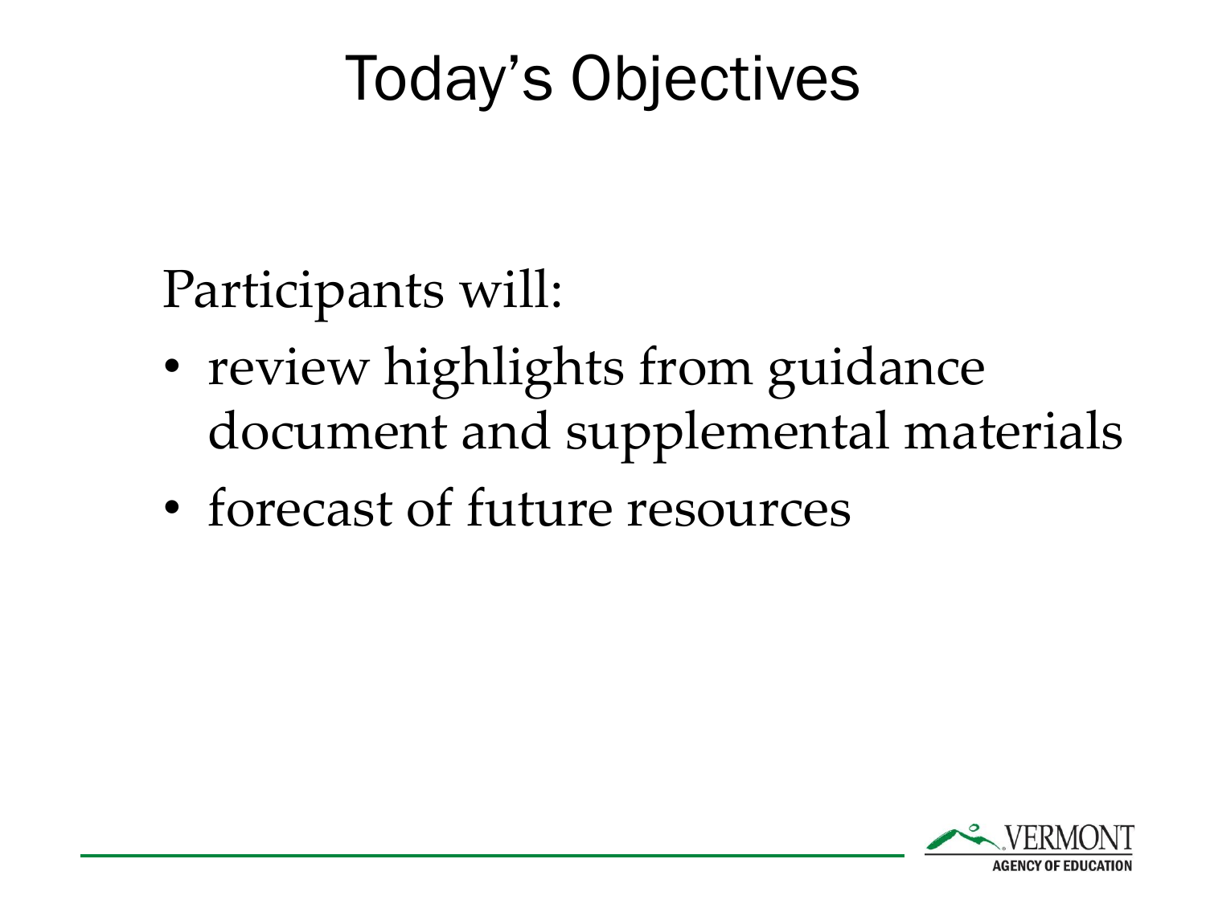# Today's Objectives

Participants will:

- review highlights from guidance document and supplemental materials
- forecast of future resources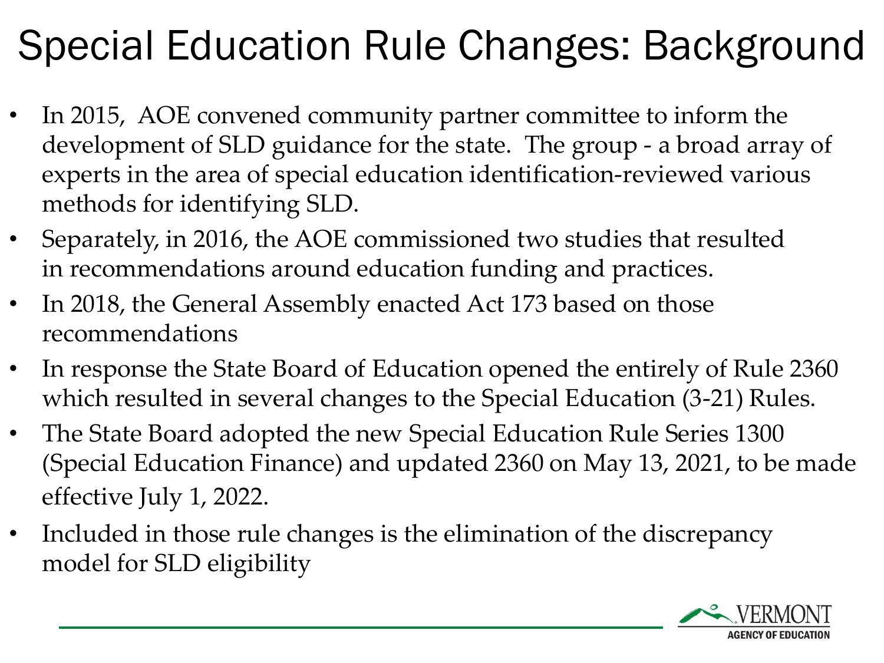# Special Education Rule Changes: Background

- In 2015, AOE convened community partner committee to inform the development of SLD guidance for the state. The group - a broad array of experts in the area of special education identification-reviewed various methods for identifying SLD.
- Separately, in 2016, the AOE commissioned two studies that resulted in recommendations around education funding and practices.
- In 2018, the General Assembly enacted Act 173 based on those recommendations
- In response the State Board of Education opened the entirely of Rule 2360 which resulted in several changes to the Special Education (3-21) Rules.
- The State Board adopted the new Special Education Rule Series 1300 (Special Education Finance) and updated 2360 on May 13, 2021, to be made effective July 1, 2022.
- Included in those rule changes is the elimination of the discrepancy model for SLD eligibility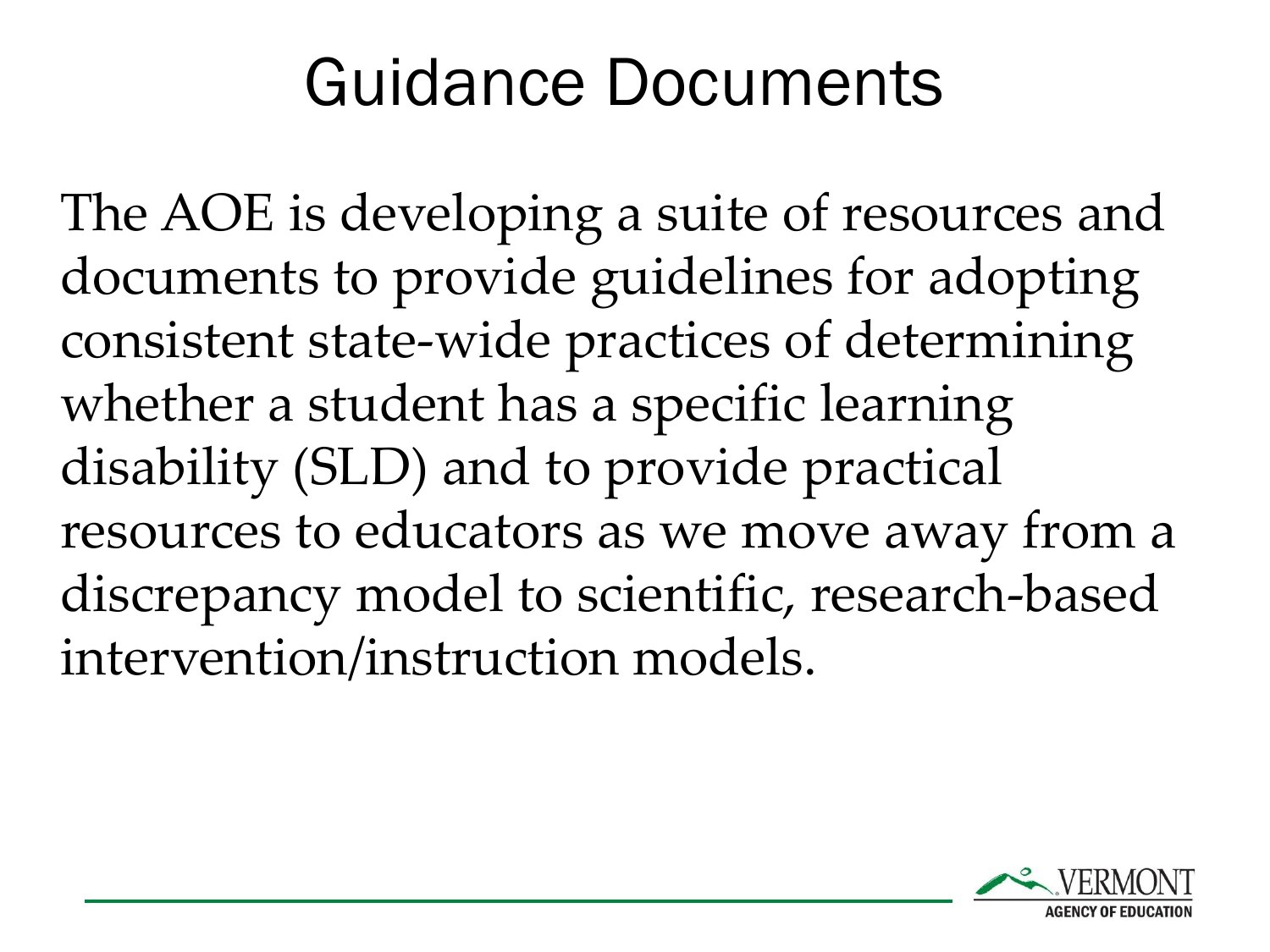# Guidance Documents

The AOE is developing a suite of resources and documents to provide guidelines for adopting consistent state-wide practices of determining whether a student has a specific learning disability (SLD) and to provide practical resources to educators as we move away from a discrepancy model to scientific, research-based intervention/instruction models.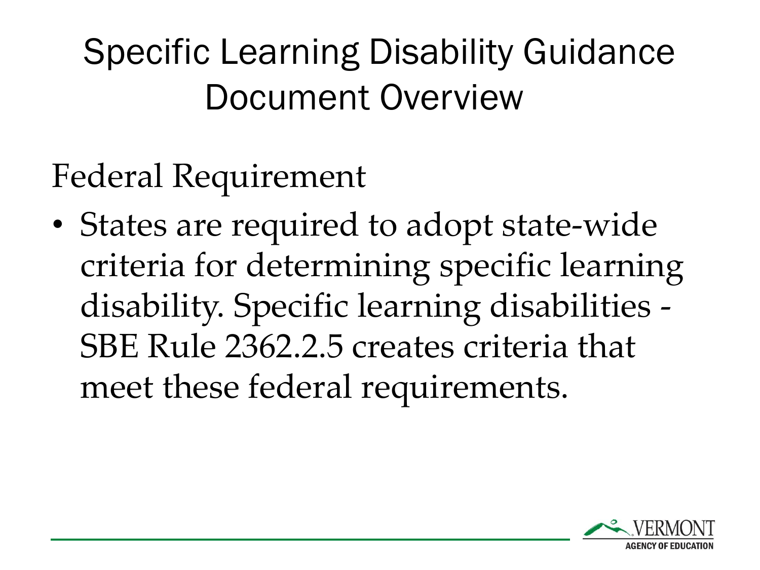# Specific Learning Disability Guidance Document Overview

## Federal Requirement

- States are required to adopt state-wide criteria for determining specific learning disability. Specific learning disabilities - SBE Rule 2362.2.5 creates criteria that meet these federal requirements.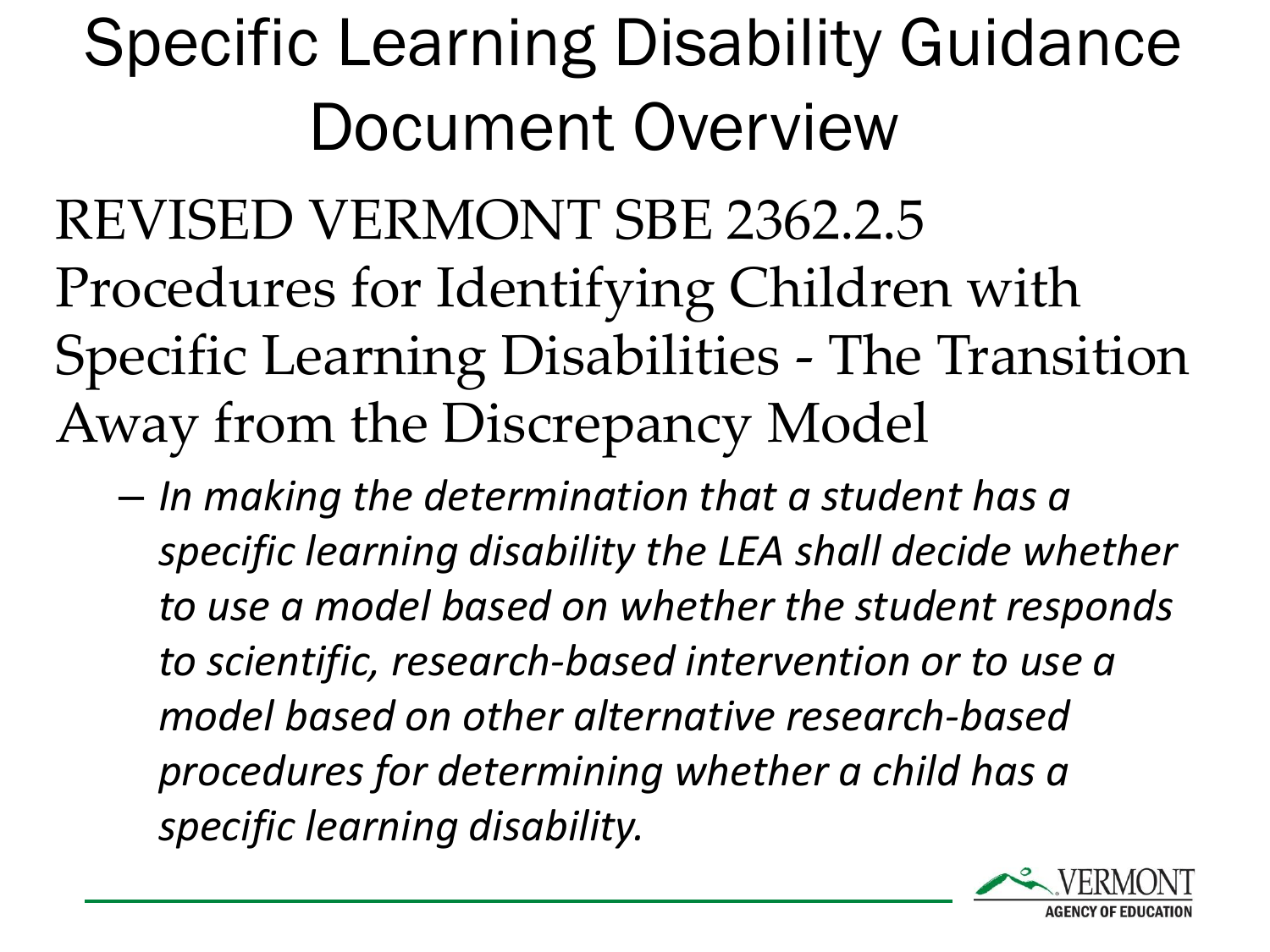# Specific Learning Disability Guidance Document Overview

REVISED VERMONT SBE 2362.2.5 Procedures for Identifying Children with Specific Learning Disabilities - The Transition Away from the Discrepancy Model

- *In making the determination that a student has a specific learning disability the LEA shall decide whether to use a model based on whether the student responds to scientific, research-based intervention or to use a model based on other alternative research-based procedures for determining whether a child has a specific learning disability.*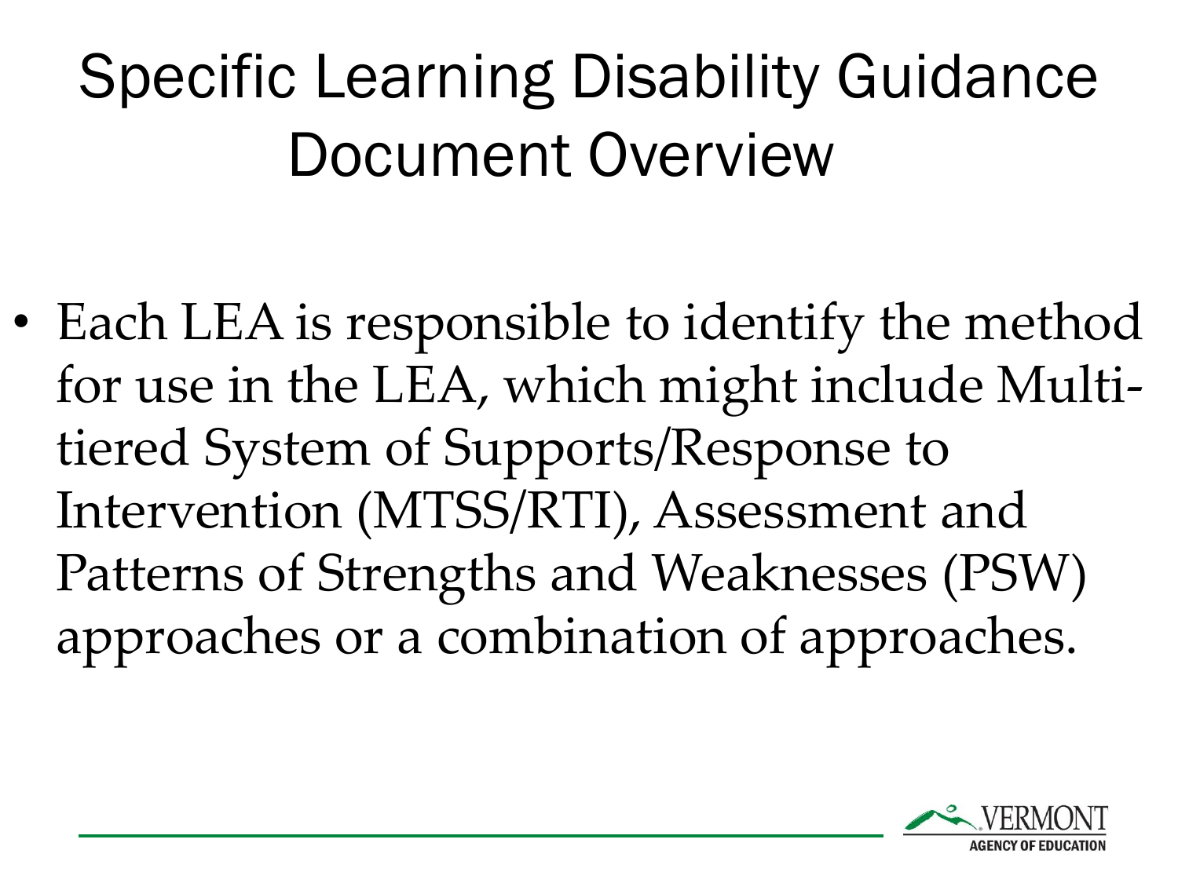# Specific Learning Disability Guidance Document Overview

- Each LEA is responsible to identify the method for use in the LEA, which might include Multi-tiered System of Supports/Response to Intervention (MTSS/RTI), Assessment and Patterns of Strengths and Weaknesses (PSW) approaches or a combination of approaches.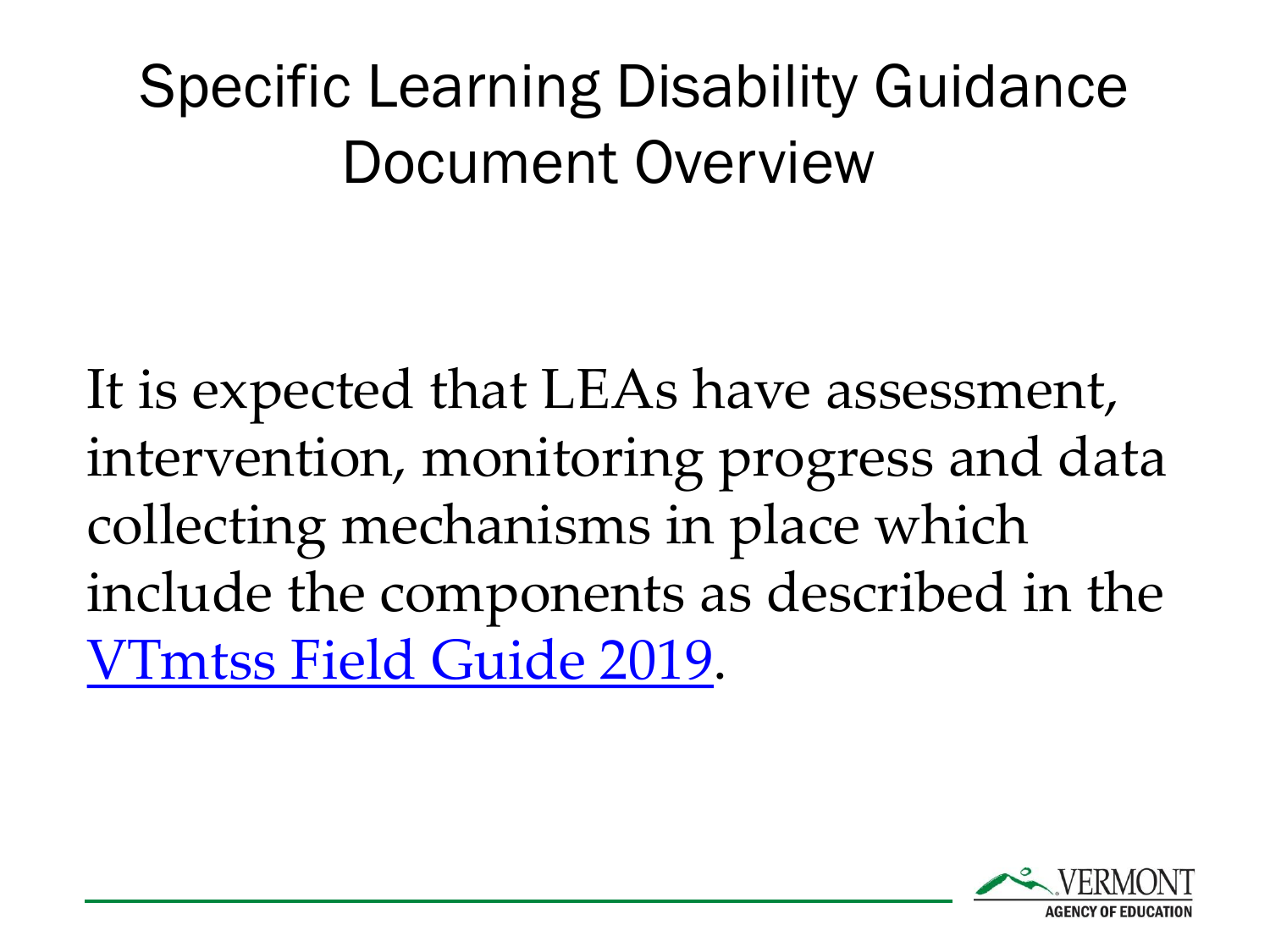# Specific Learning Disability Guidance Document Overview

It is expected that LEAs have assessment, intervention, monitoring progress and data collecting mechanisms in place which include the components as described in the VTmtss Field Guide 2019.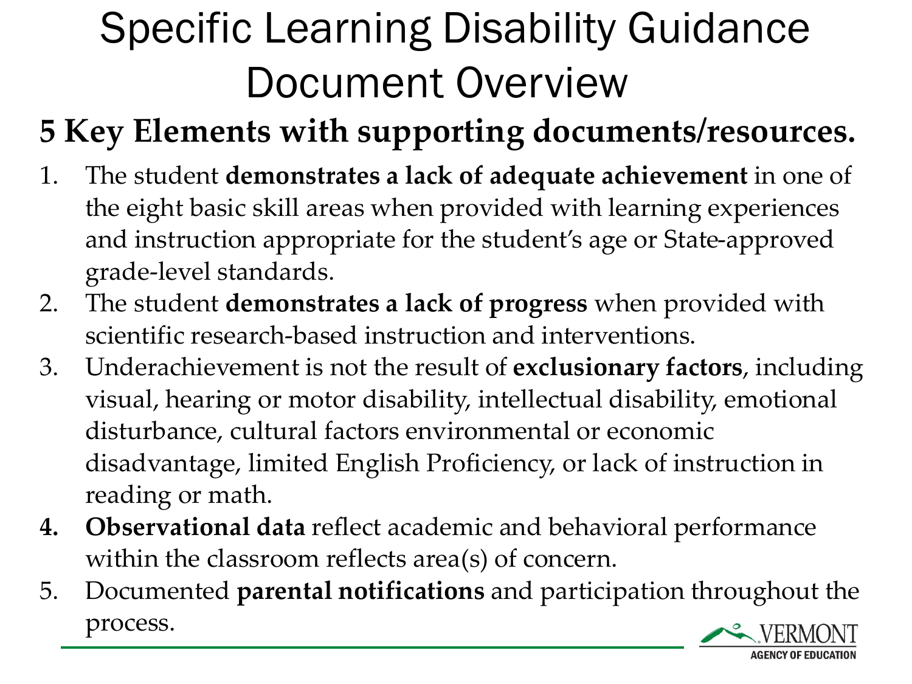# Specific Learning Disability Guidance Document Overview

## 5 Key Elements with supporting documents/resources.

1. The student **demonstrates a lack of adequate achievement** in one of the eight basic skill areas when provided with learning experiences and instruction appropriate for the student's age or State-approved grade-level standards.
2. The student **demonstrates a lack of progress** when provided with scientific research-based instruction and interventions.
3. Underachievement is not the result of **exclusionary factors**, including visual, hearing or motor disability, intellectual disability, emotional disturbance, cultural factors environmental or economic disadvantage, limited English Proficiency, or lack of instruction in reading or math.
4. **Observational data** reflect academic and behavioral performance within the classroom reflects area(s) of concern.
5. Documented **parental notifications** and participation throughout the process.

VERMONT AGENCY OF EDUCATION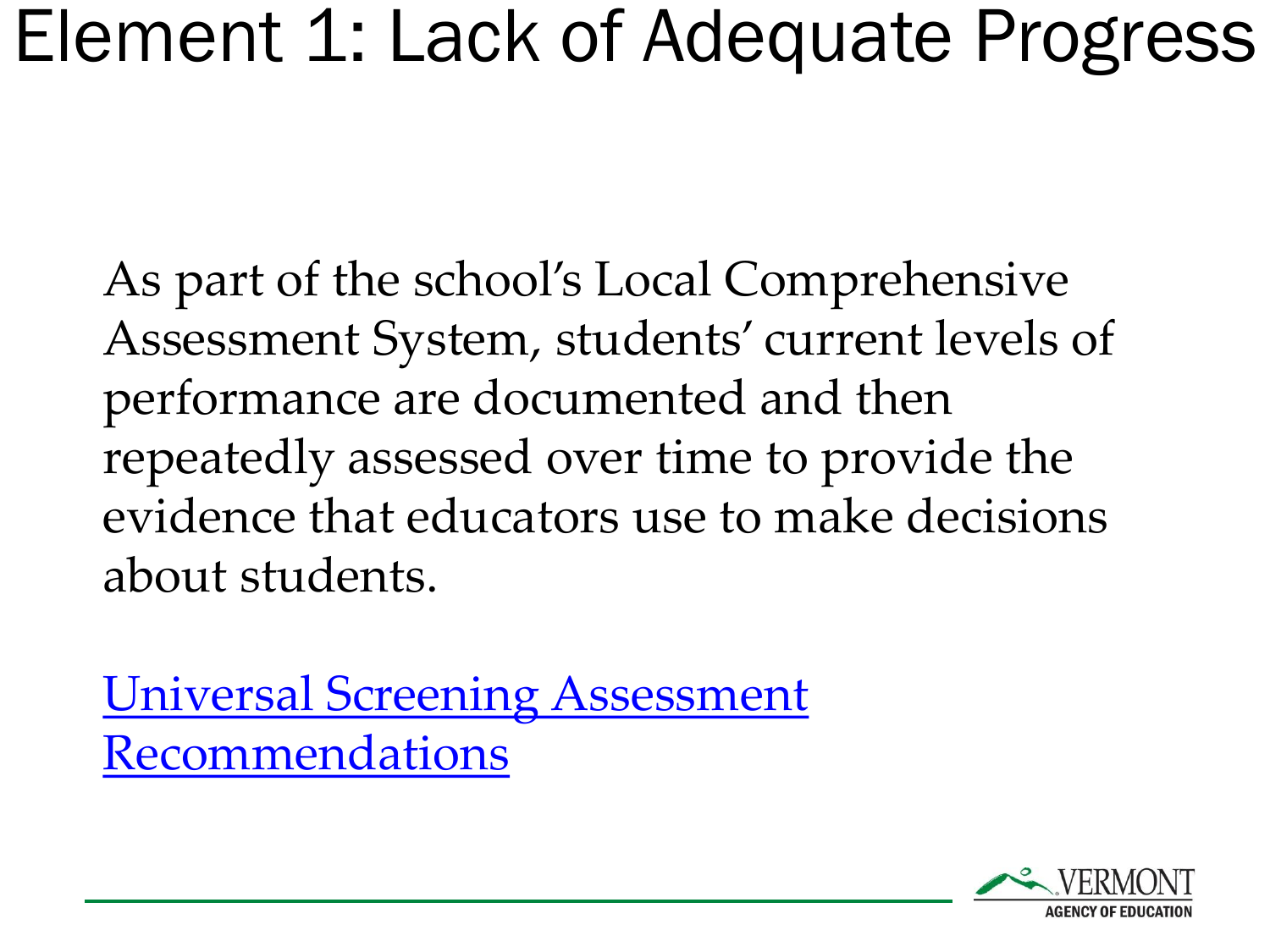# Element 1: Lack of Adequate Progress

As part of the school's Local Comprehensive Assessment System, students' current levels of performance are documented and then repeatedly assessed over time to provide the evidence that educators use to make decisions about students.

Universal Screening Assessment Recommendations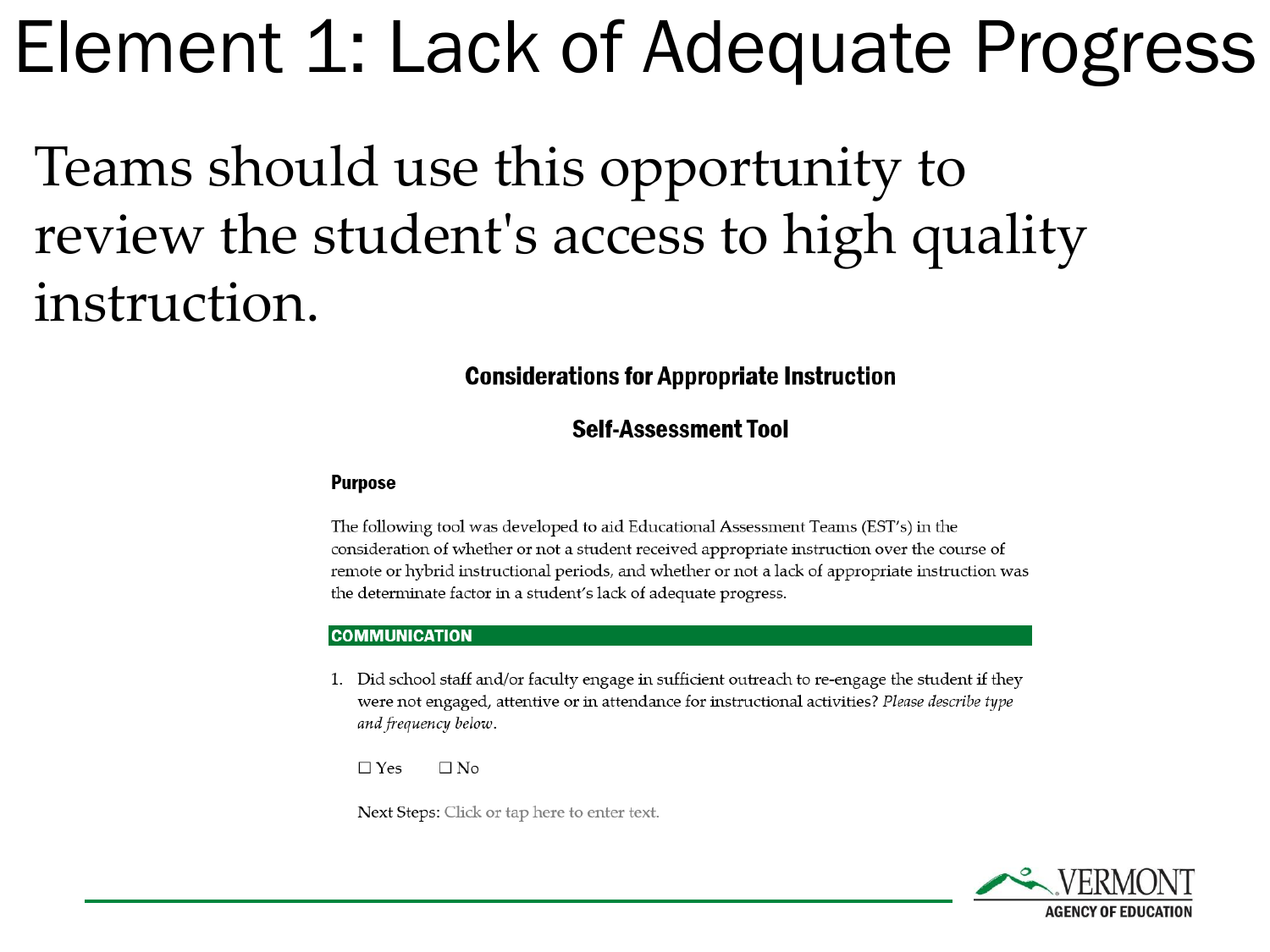# Element 1: Lack of Adequate Progress

Teams should use this opportunity to review the student's access to high quality instruction.

## Considerations for Appropriate Instruction

## Self-Assessment Tool

### Purpose

The following tool was developed to aid Educational Assessment Teams (EST's) in the consideration of whether or not a student received appropriate instruction over the course of remote or hybrid instructional periods, and whether or not a lack of appropriate instruction was the determinate factor in a student's lack of adequate progress.

### COMMUNICATION

1. Did school staff and/or faculty engage in sufficient outreach to re-engage the student if they were not engaged, attentive or in attendance for instructional activities? *Please describe type and frequency below.*

   ☐ Yes ☐ No

   Next Steps: Click or tap here to enter text.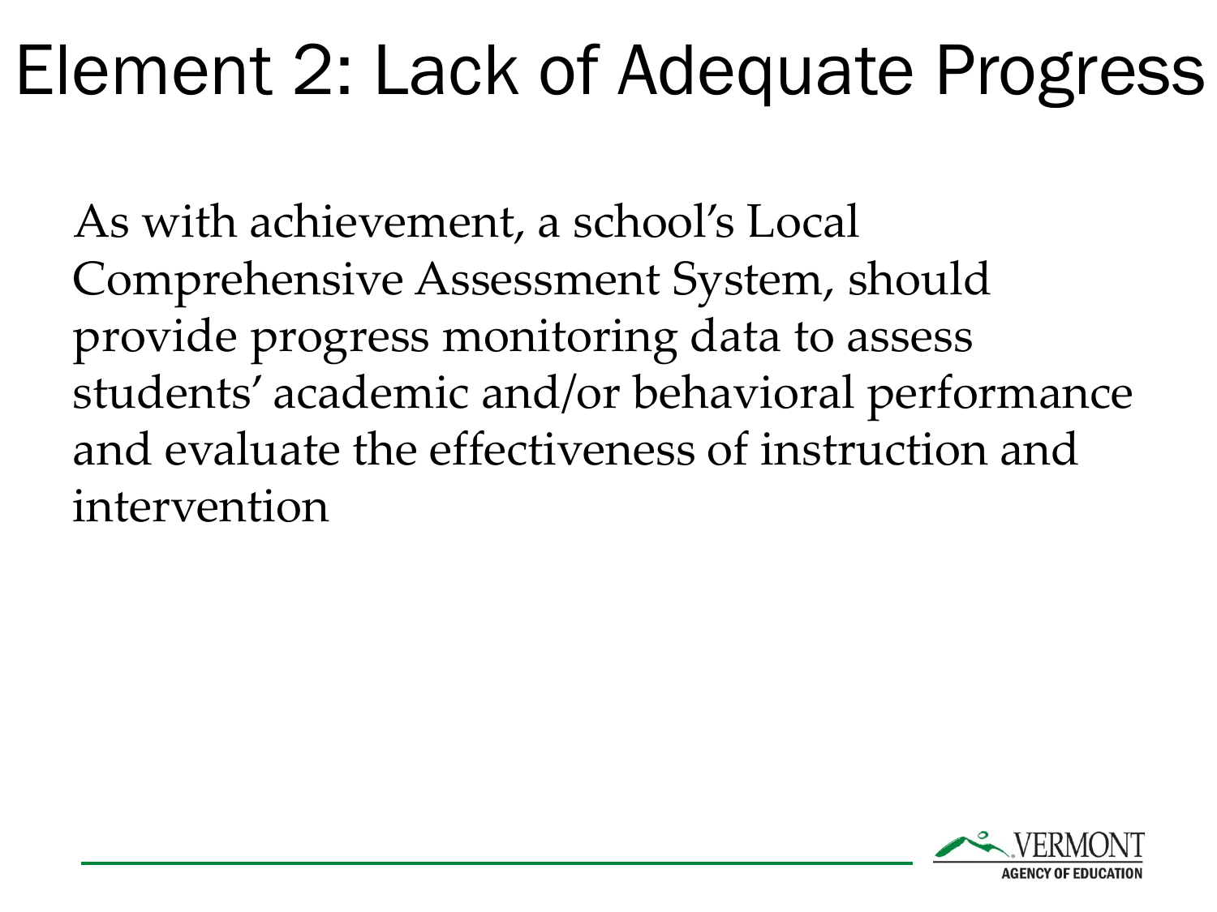# Element 2: Lack of Adequate Progress

As with achievement, a school's Local Comprehensive Assessment System, should provide progress monitoring data to assess students' academic and/or behavioral performance and evaluate the effectiveness of instruction and intervention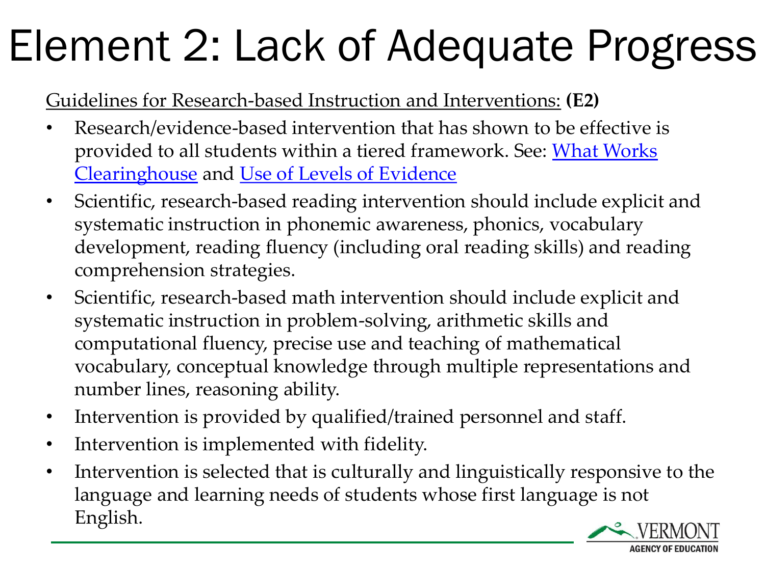# Element 2: Lack of Adequate Progress

Guidelines for Research-based Instruction and Interventions: **(E2)**

- Research/evidence-based intervention that has shown to be effective is provided to all students within a tiered framework. See: What Works Clearinghouse and Use of Levels of Evidence
- Scientific, research-based reading intervention should include explicit and systematic instruction in phonemic awareness, phonics, vocabulary development, reading fluency (including oral reading skills) and reading comprehension strategies.
- Scientific, research-based math intervention should include explicit and systematic instruction in problem-solving, arithmetic skills and computational fluency, precise use and teaching of mathematical vocabulary, conceptual knowledge through multiple representations and number lines, reasoning ability.
- Intervention is provided by qualified/trained personnel and staff.
- Intervention is implemented with fidelity.
- Intervention is selected that is culturally and linguistically responsive to the language and learning needs of students whose first language is not English.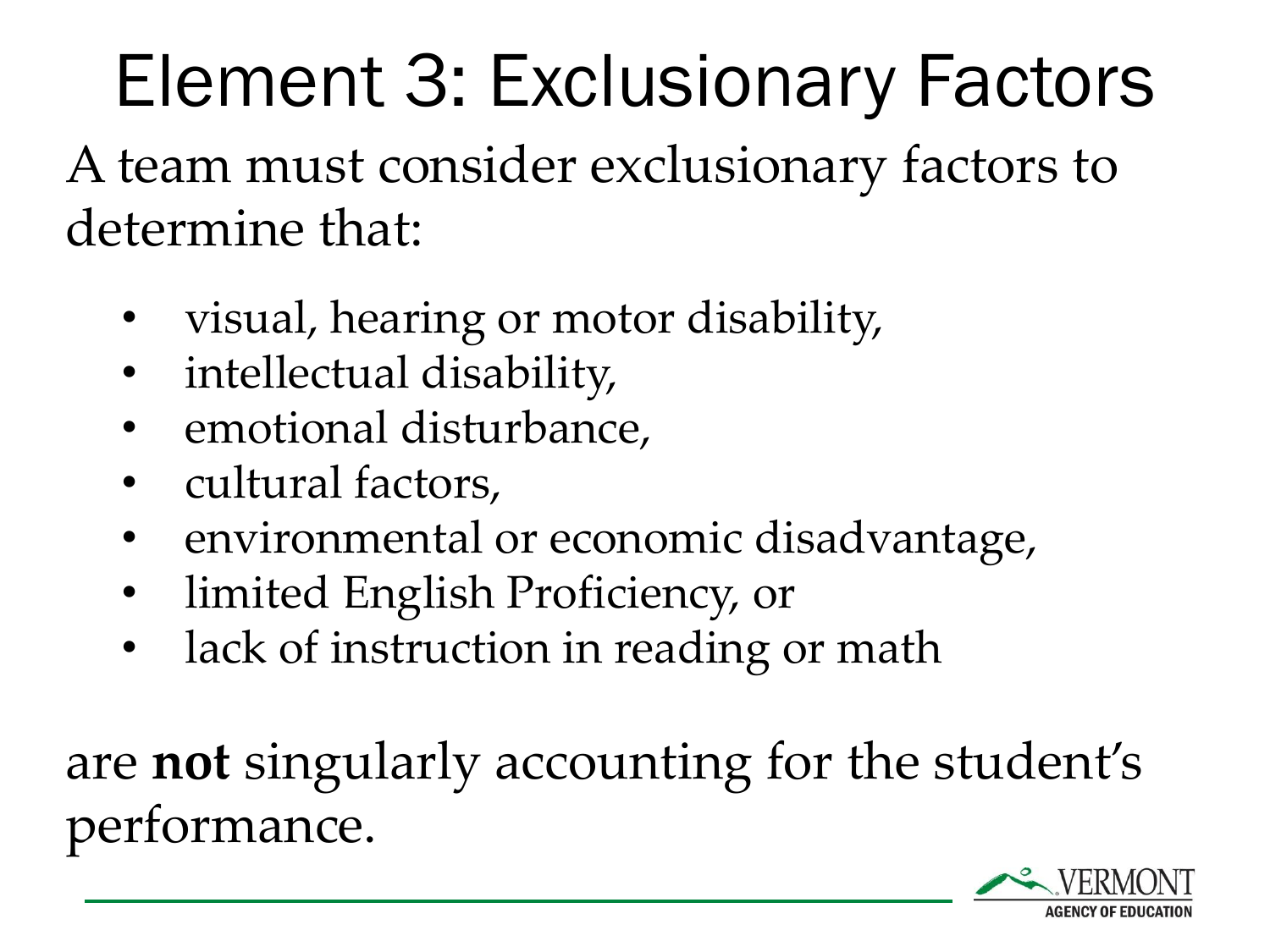# Element 3: Exclusionary Factors

A team must consider exclusionary factors to determine that:

- visual, hearing or motor disability,
- intellectual disability,
- emotional disturbance,
- cultural factors,
- environmental or economic disadvantage,
- limited English Proficiency, or
- lack of instruction in reading or math

are **not** singularly accounting for the student's performance.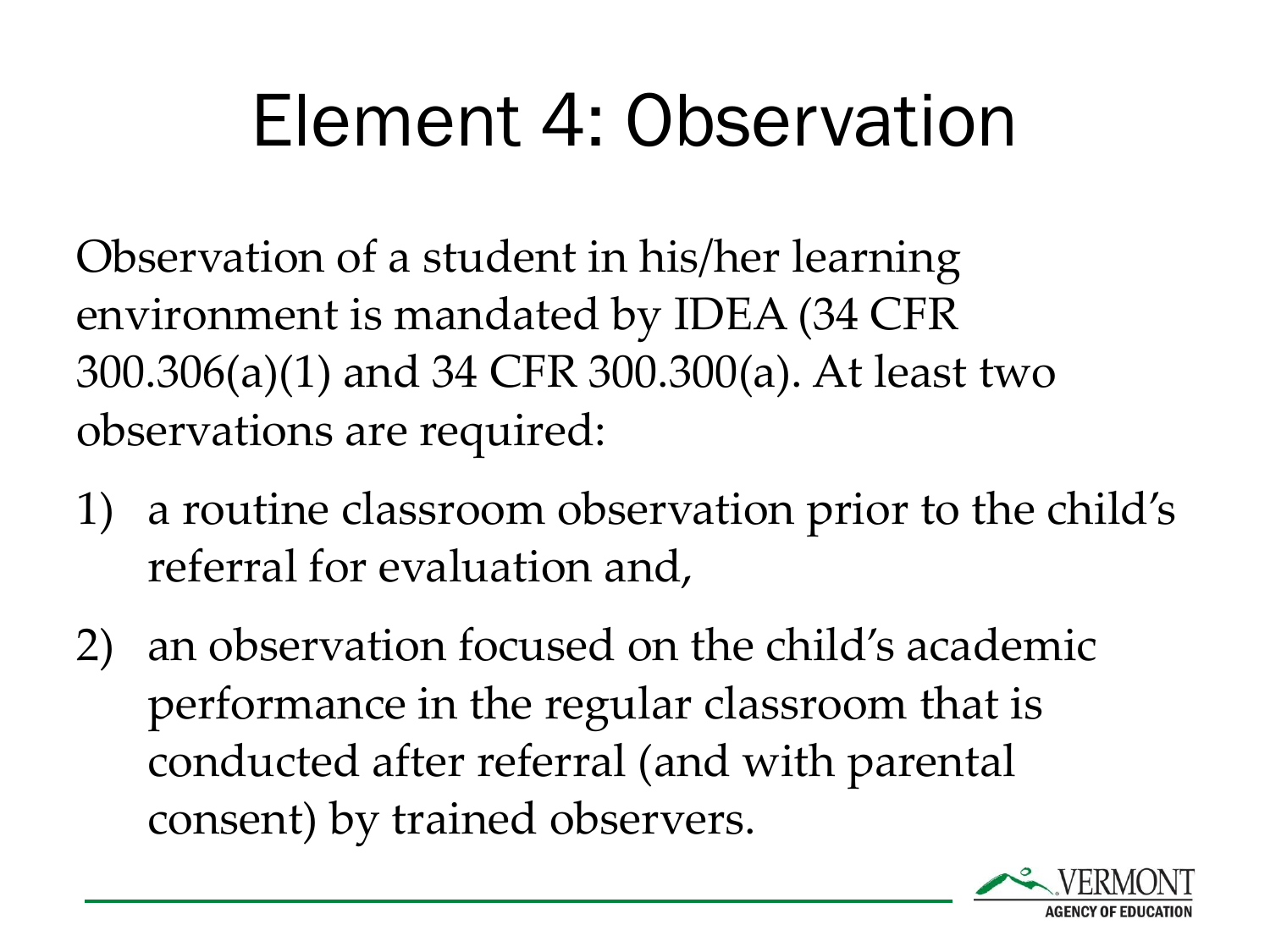# Element 4: Observation

Observation of a student in his/her learning environment is mandated by IDEA (34 CFR 300.306(a)(1) and 34 CFR 300.300(a). At least two observations are required:

1) a routine classroom observation prior to the child's referral for evaluation and,
2) an observation focused on the child's academic performance in the regular classroom that is conducted after referral (and with parental consent) by trained observers.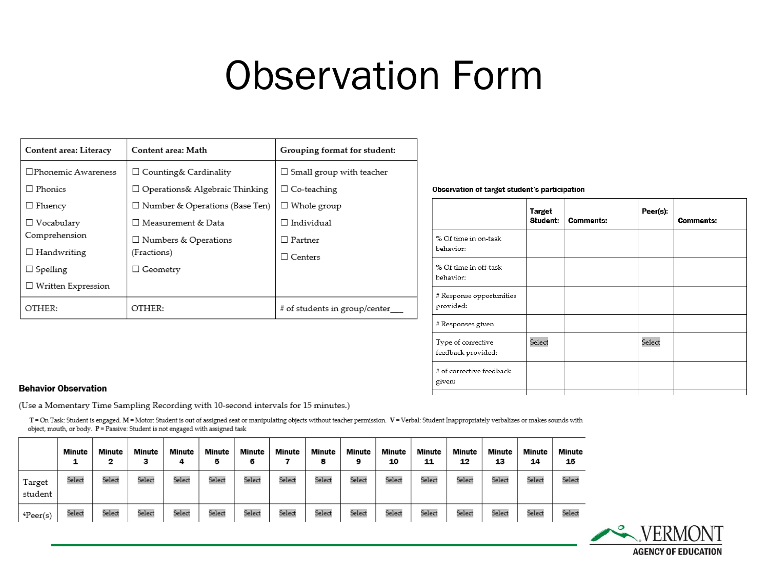# Observation Form

| Content area: Literacy | Content area: Math | Grouping format for student: |
| --- | --- | --- |
| ☐Phonemic Awareness<br>☐ Phonics<br>☐ Fluency<br>☐ Vocabulary Comprehension<br>☐ Handwriting<br>☐ Spelling<br>☐ Written Expression | ☐ Counting& Cardinality<br>☐ Operations& Algebraic Thinking<br>☐ Number & Operations (Base Ten)<br>☐ Measurement & Data<br>☐ Numbers & Operations (Fractions)<br>☐ Geometry | ☐ Small group with teacher<br>☐ Co-teaching<br>☐ Whole group<br>☐ Individual<br>☐ Partner<br>☐ Centers |
| OTHER: | OTHER: | # of students in group/center___ |

**Observation of target student's participation**

| | Target Student: | Comments: | Peer(s): | Comments: |
| --- | --- | --- | --- | --- |
| % Of time in on-task behavior: | | | | |
| % Of time in off-task behavior: | | | | |
| # Response opportunities provided: | | | | |
| # Responses given: | | | | |
| Type of corrective feedback provided: | Select | | Select | |
| # of corrective feedback given: | | | | |

**Behavior Observation**

(Use a Momentary Time Sampling Recording with 10-second intervals for 15 minutes.)

**T** = On Task: Student is engaged. **M** = Motor: Student is out of assigned seat or manipulating objects without teacher permission. **V** = Verbal: Student Inappropriately verbalizes or makes sounds with object, mouth, or body. **P** = Passive: Student is not engaged with assigned task

| | Minute 1 | Minute 2 | Minute 3 | Minute 4 | Minute 5 | Minute 6 | Minute 7 | Minute 8 | Minute 9 | Minute 10 | Minute 11 | Minute 12 | Minute 13 | Minute 14 | Minute 15 |
| --- | --- | --- | --- | --- | --- | --- | --- | --- | --- | --- | --- | --- | --- | --- | --- |
| Target student | Select | Select | Select | Select | Select | Select | Select | Select | Select | Select | Select | Select | Select | Select | Select |
| [a]Peer(s) | Select | Select | Select | Select | Select | Select | Select | Select | Select | Select | Select | Select | Select | Select | Select |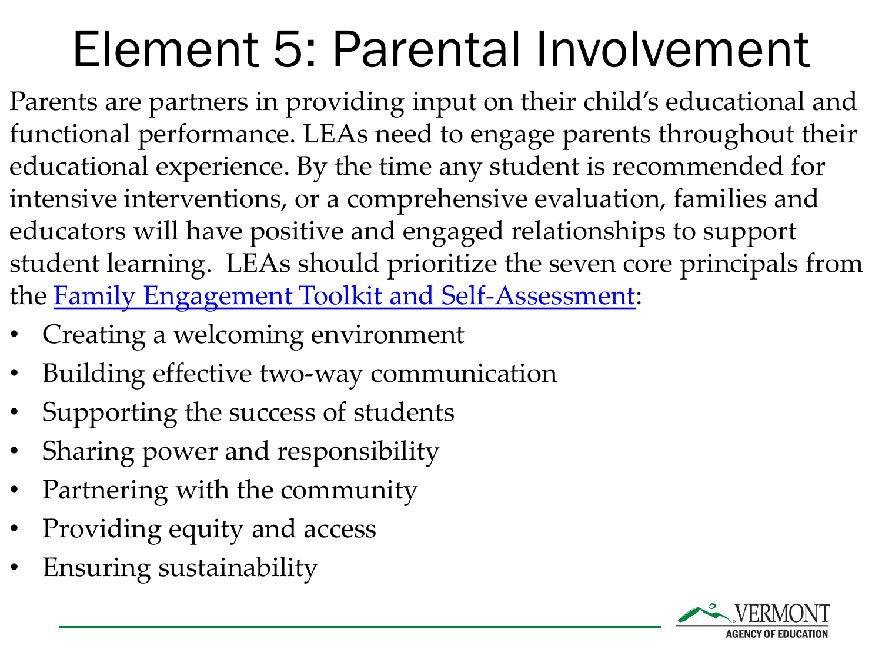# Element 5: Parental Involvement

Parents are partners in providing input on their child's educational and functional performance. LEAs need to engage parents throughout their educational experience. By the time any student is recommended for intensive interventions, or a comprehensive evaluation, families and educators will have positive and engaged relationships to support student learning. LEAs should prioritize the seven core principals from the Family Engagement Toolkit and Self-Assessment:

- Creating a welcoming environment
- Building effective two-way communication
- Supporting the success of students
- Sharing power and responsibility
- Partnering with the community
- Providing equity and access
- Ensuring sustainability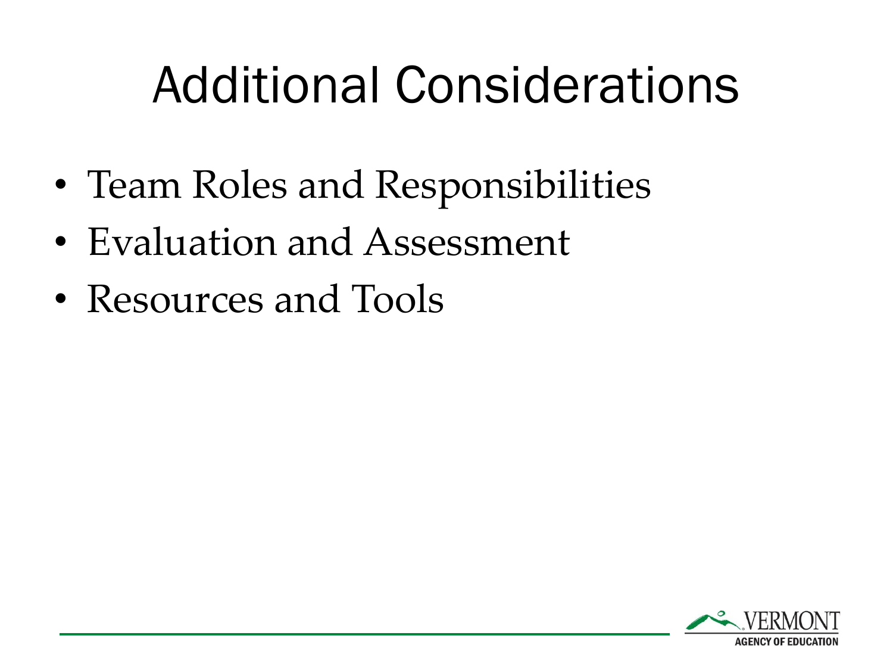# Additional Considerations

- Team Roles and Responsibilities
- Evaluation and Assessment
- Resources and Tools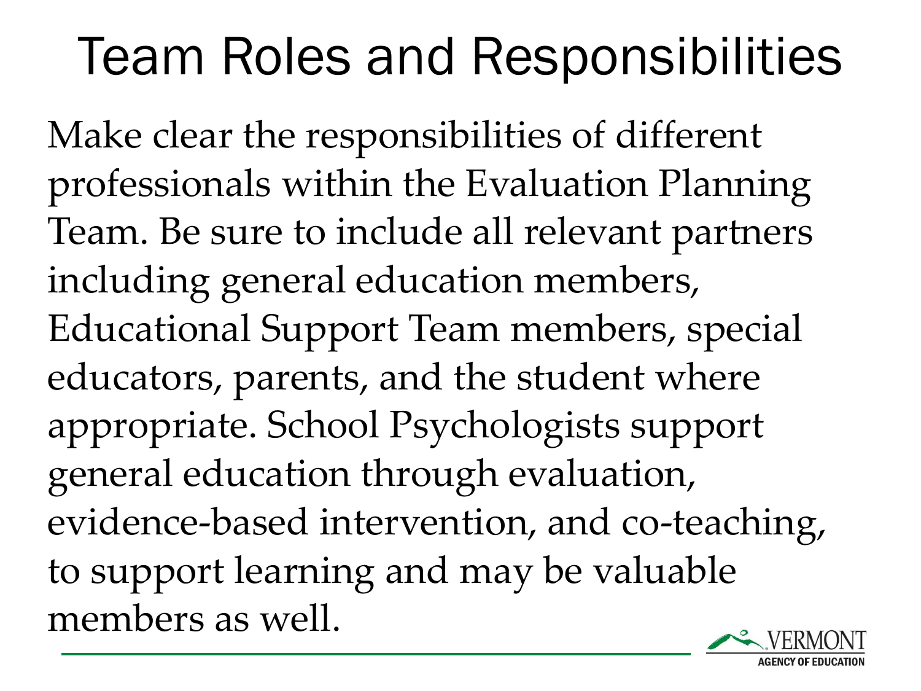# Team Roles and Responsibilities

Make clear the responsibilities of different professionals within the Evaluation Planning Team. Be sure to include all relevant partners including general education members, Educational Support Team members, special educators, parents, and the student where appropriate. School Psychologists support general education through evaluation, evidence-based intervention, and co-teaching, to support learning and may be valuable members as well.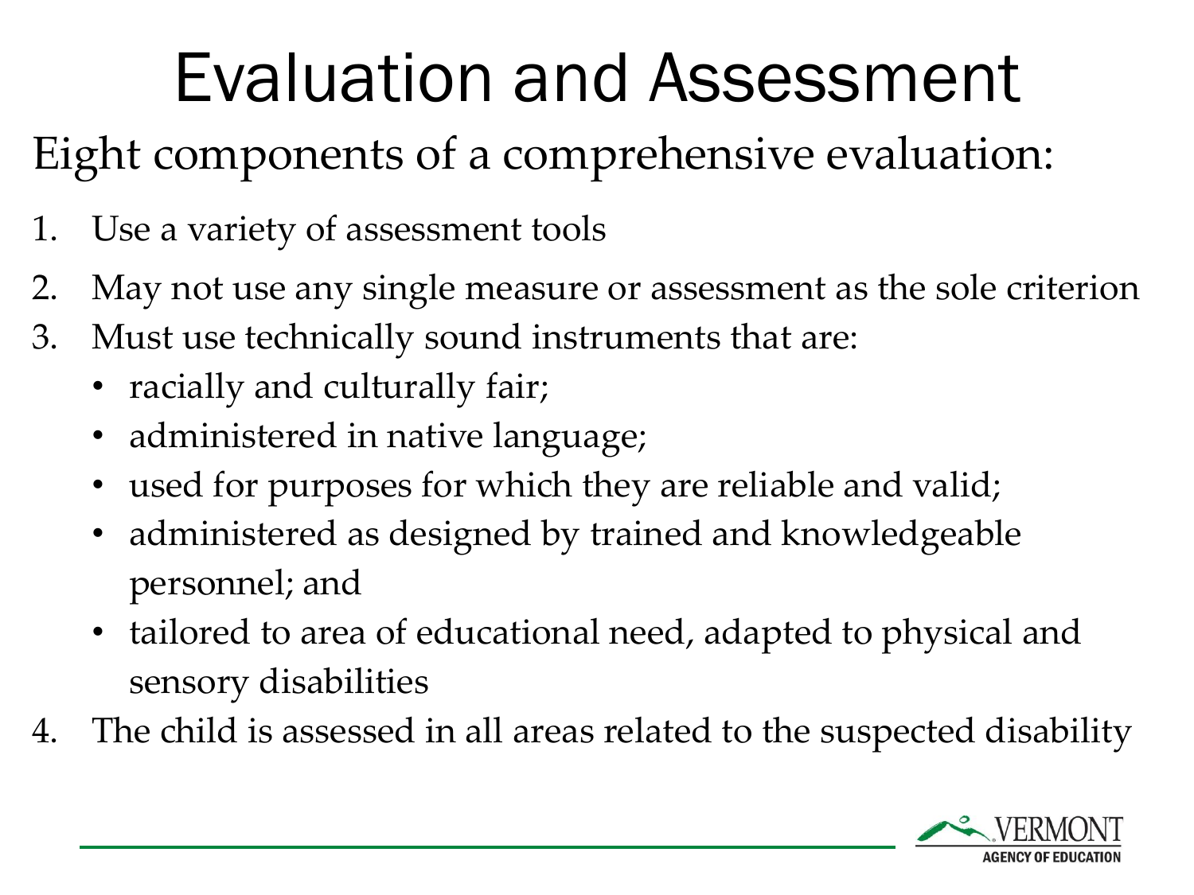# Evaluation and Assessment

Eight components of a comprehensive evaluation:

1. Use a variety of assessment tools
2. May not use any single measure or assessment as the sole criterion
3. Must use technically sound instruments that are:
   - racially and culturally fair;
   - administered in native language;
   - used for purposes for which they are reliable and valid;
   - administered as designed by trained and knowledgeable personnel; and
   - tailored to area of educational need, adapted to physical and sensory disabilities
4. The child is assessed in all areas related to the suspected disability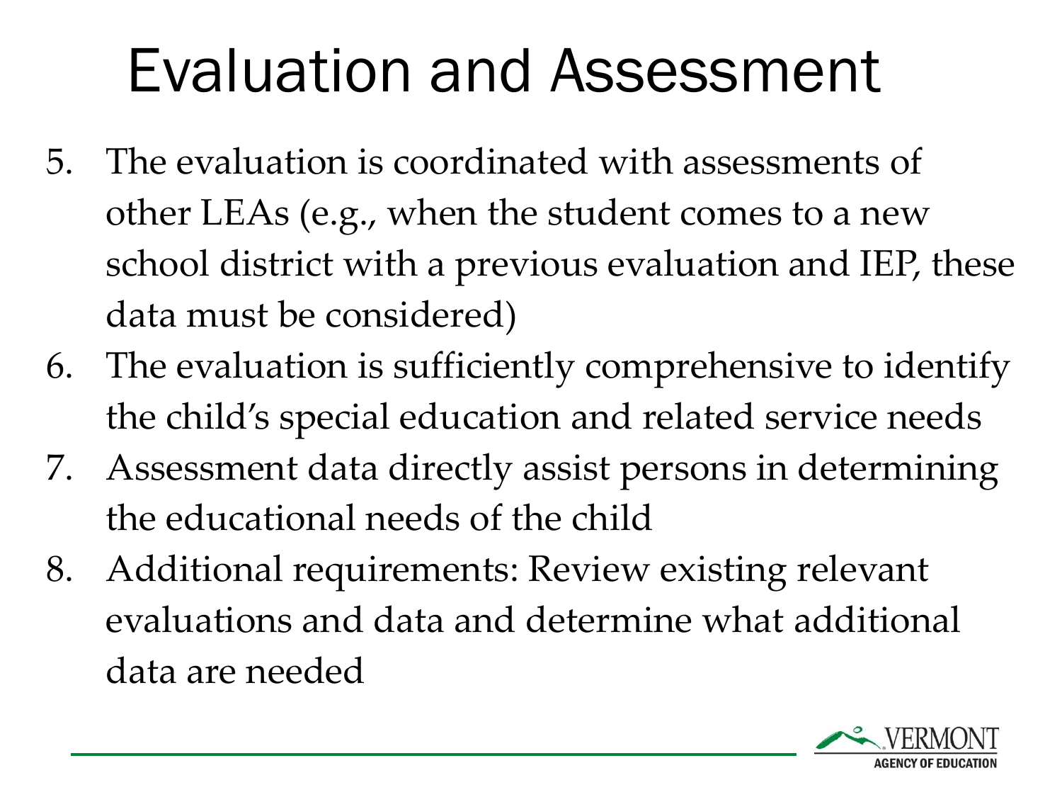# Evaluation and Assessment

5. The evaluation is coordinated with assessments of other LEAs (e.g., when the student comes to a new school district with a previous evaluation and IEP, these data must be considered)
6. The evaluation is sufficiently comprehensive to identify the child's special education and related service needs
7. Assessment data directly assist persons in determining the educational needs of the child
8. Additional requirements: Review existing relevant evaluations and data and determine what additional data are needed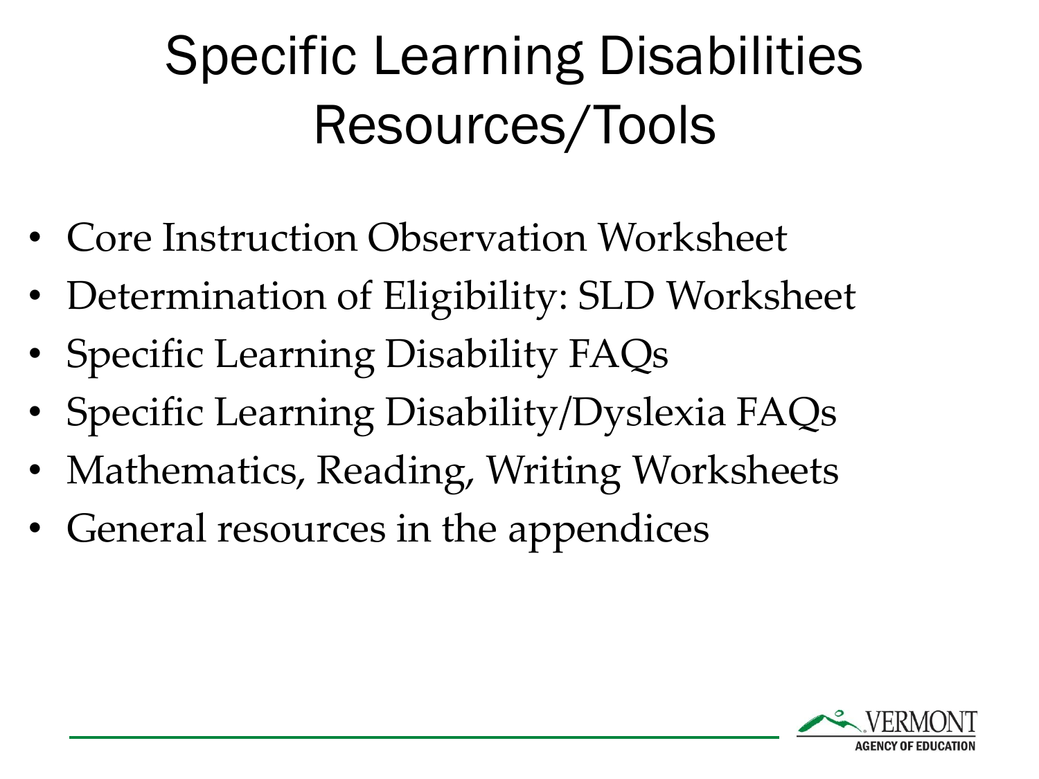# Specific Learning Disabilities Resources/Tools

- Core Instruction Observation Worksheet
- Determination of Eligibility: SLD Worksheet
- Specific Learning Disability FAQs
- Specific Learning Disability/Dyslexia FAQs
- Mathematics, Reading, Writing Worksheets
- General resources in the appendices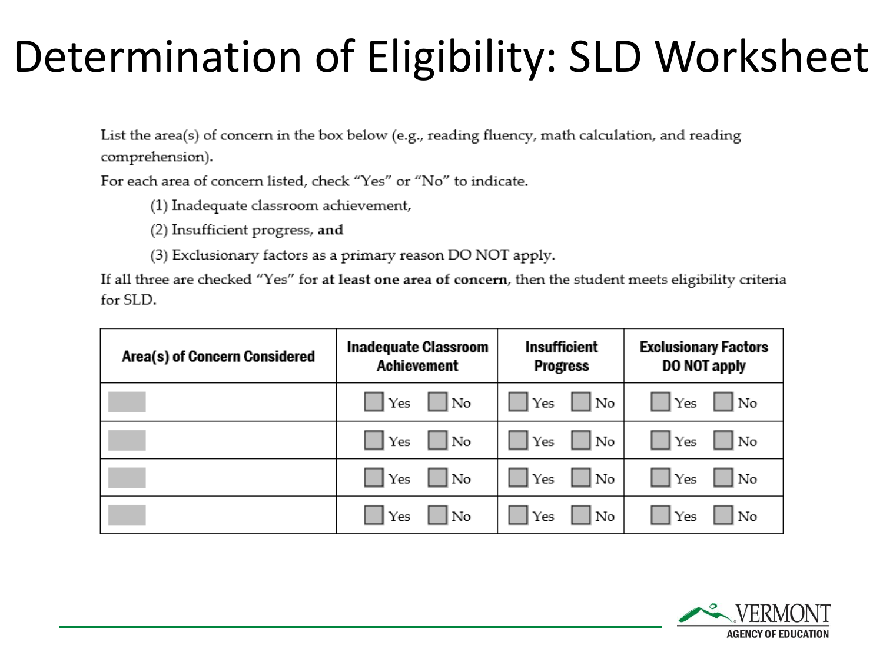# Determination of Eligibility: SLD Worksheet

List the area(s) of concern in the box below (e.g., reading fluency, math calculation, and reading comprehension).

For each area of concern listed, check "Yes" or "No" to indicate.

(1) Inadequate classroom achievement,

(2) Insufficient progress, **and**

(3) Exclusionary factors as a primary reason DO NOT apply.

If all three are checked "Yes" for **at least one area of concern**, then the student meets eligibility criteria for SLD.

| Area(s) of Concern Considered | Inadequate Classroom Achievement | Insufficient Progress | Exclusionary Factors DO NOT apply |
|---|---|---|---|
| | ☐ Yes ☐ No | ☐ Yes ☐ No | ☐ Yes ☐ No |
| | ☐ Yes ☐ No | ☐ Yes ☐ No | ☐ Yes ☐ No |
| | ☐ Yes ☐ No | ☐ Yes ☐ No | ☐ Yes ☐ No |
| | ☐ Yes ☐ No | ☐ Yes ☐ No | ☐ Yes ☐ No |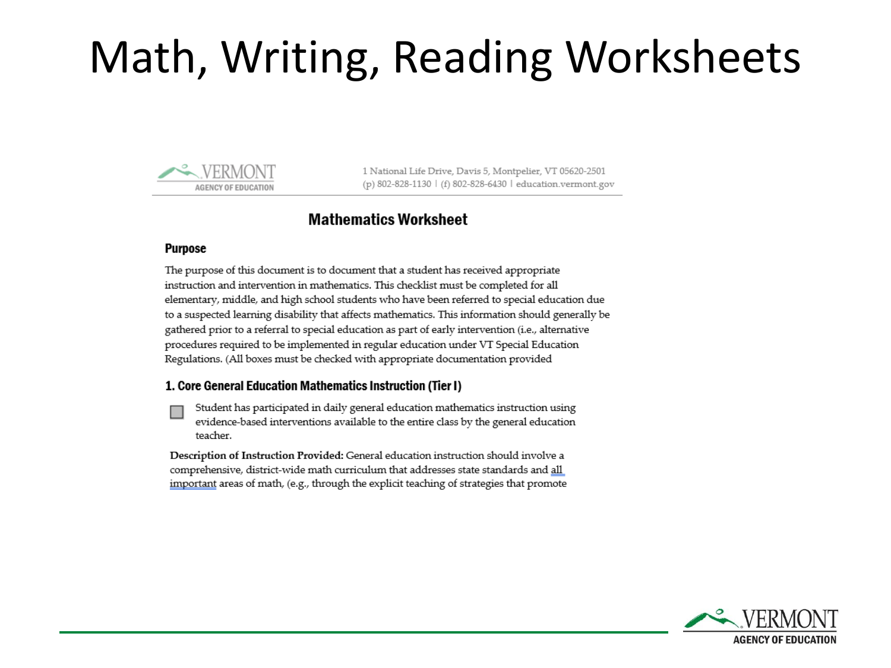# Math, Writing, Reading Worksheets

VERMONT AGENCY OF EDUCATION

1 National Life Drive, Davis 5, Montpelier, VT 05620-2501
(p) 802-828-1130 | (f) 802-828-6430 | education.vermont.gov

## Mathematics Worksheet

### Purpose

The purpose of this document is to document that a student has received appropriate instruction and intervention in mathematics. This checklist must be completed for all elementary, middle, and high school students who have been referred to special education due to a suspected learning disability that affects mathematics. This information should generally be gathered prior to a referral to special education as part of early intervention (i.e., alternative procedures required to be implemented in regular education under VT Special Education Regulations. (All boxes must be checked with appropriate documentation provided

### 1. Core General Education Mathematics Instruction (Tier I)

- [ ] Student has participated in daily general education mathematics instruction using evidence-based interventions available to the entire class by the general education teacher.

**Description of Instruction Provided:** General education instruction should involve a comprehensive, district-wide math curriculum that addresses state standards and all important areas of math, (e.g., through the explicit teaching of strategies that promote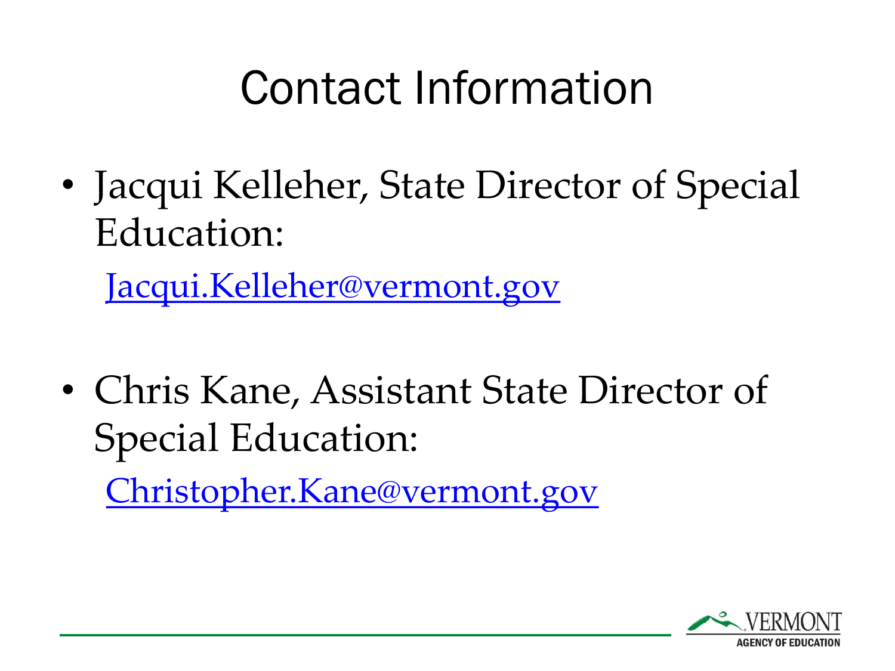# Contact Information

- Jacqui Kelleher, State Director of Special Education:

  [Jacqui.Kelleher@vermont.gov](mailto:Jacqui.Kelleher@vermont.gov)

- Chris Kane, Assistant State Director of Special Education:

  [Christopher.Kane@vermont.gov](mailto:Christopher.Kane@vermont.gov)

VERMONT AGENCY OF EDUCATION